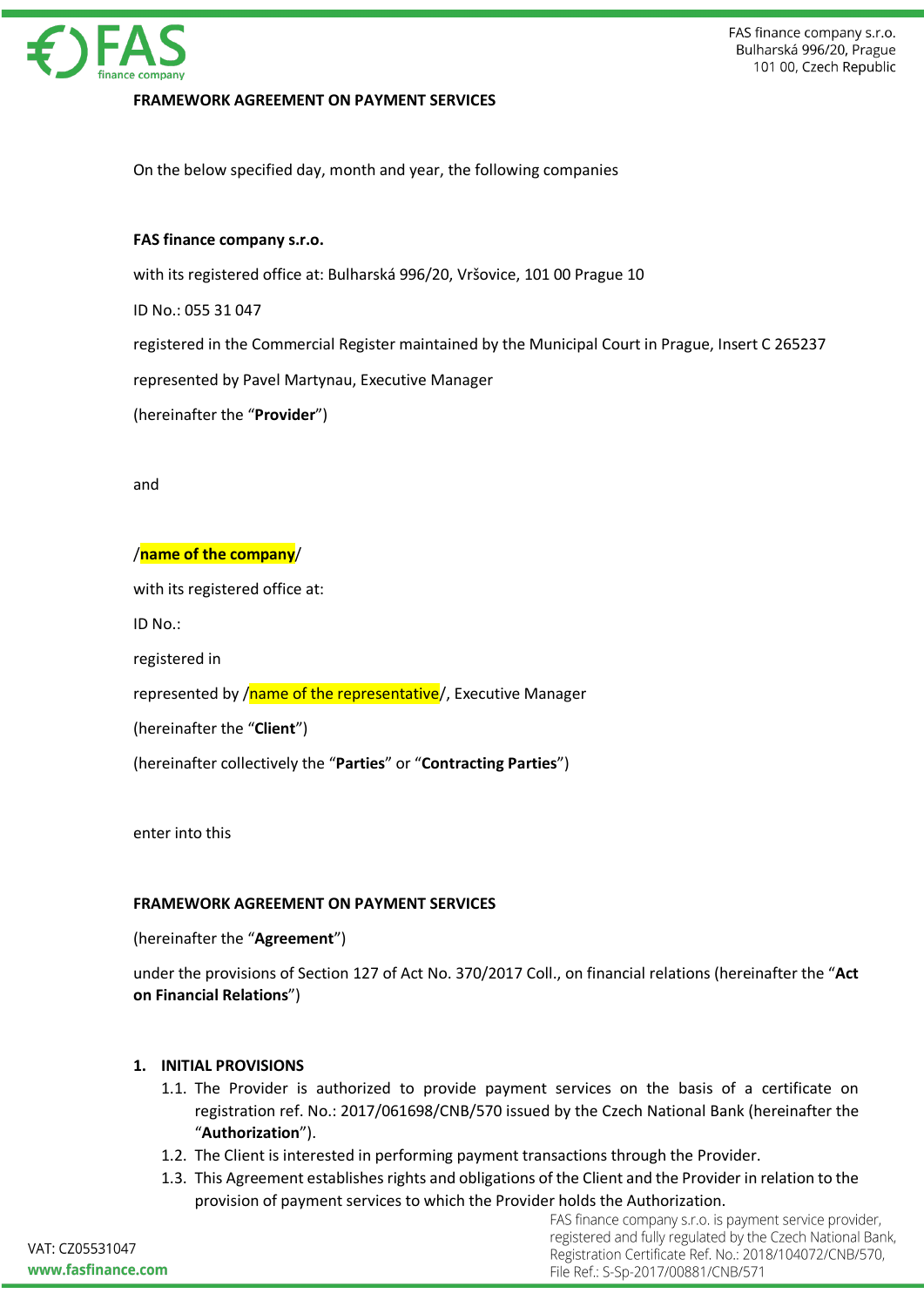**FRAMEWORK AGREEMENT ON PAYMENT SERVICES**

On the below specified day, month and year, the following companies

**FAS finance company s.r.o.**

with its registered office at: Bulharská 996/20, Vršovice, 101 00 Prague 10

ID No.: 055 31 047

registered in the Commercial Register maintained by the Municipal Court in Prague, Insert C 265237

represented by Pavel Martynau, Executive Manager

(hereinafter the "**Provider**")

and

/**name of the company**/

with its registered office at:

ID No.:

registered in

represented by /name of the representative/, Executive Manager

(hereinafter the "**Client**")

(hereinafter collectively the "**Parties**" or "**Contracting Parties**")

enter into this

**FRAMEWORK AGREEMENT ON PAYMENT SERVICES**

(hereinafter the "**Agreement**")

under the provisions of Section 127 of Act No. 370/2017 Coll., on financial relations (hereinafter the "**Act on Financial Relations**")

## 1. INITIAL PROVISIONS

1.1. The Provider is authorized to provide payment services on the basis of a certificate on registration ref. No.: 2017/061698/CNB/570 issued by the Czech National Bank (hereinafter the "**Authorization**").

1.2. The Client is interested in performing payment transactions through the Provider.

1.3. This Agreement establishes rights and obligations of the Client and the Provider in relation to the provision of payment services to which the Provider holds the Authorization.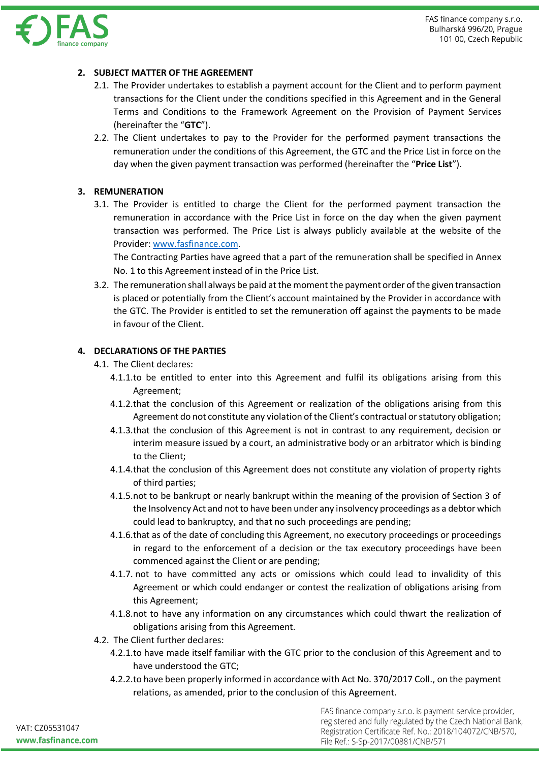2. **SUBJECT MATTER OF THE AGREEMENT**

   2.1. The Provider undertakes to establish a payment account for the Client and to perform payment transactions for the Client under the conditions specified in this Agreement and in the General Terms and Conditions to the Framework Agreement on the Provision of Payment Services (hereinafter the "**GTC**").

   2.2. The Client undertakes to pay to the Provider for the performed payment transactions the remuneration under the conditions of this Agreement, the GTC and the Price List in force on the day when the given payment transaction was performed (hereinafter the "**Price List**").

3. **REMUNERATION**

   3.1. The Provider is entitled to charge the Client for the performed payment transaction the remuneration in accordance with the Price List in force on the day when the given payment transaction was performed. The Price List is always publicly available at the website of the Provider: [www.fasfinance.com](www.fasfinance.com).

   The Contracting Parties have agreed that a part of the remuneration shall be specified in Annex No. 1 to this Agreement instead of in the Price List.

   3.2. The remuneration shall always be paid at the moment the payment order of the given transaction is placed or potentially from the Client's account maintained by the Provider in accordance with the GTC. The Provider is entitled to set the remuneration off against the payments to be made in favour of the Client.

4. **DECLARATIONS OF THE PARTIES**

   4.1. The Client declares:

      4.1.1. to be entitled to enter into this Agreement and fulfil its obligations arising from this Agreement;

      4.1.2. that the conclusion of this Agreement or realization of the obligations arising from this Agreement do not constitute any violation of the Client's contractual or statutory obligation;

      4.1.3. that the conclusion of this Agreement is not in contrast to any requirement, decision or interim measure issued by a court, an administrative body or an arbitrator which is binding to the Client;

      4.1.4. that the conclusion of this Agreement does not constitute any violation of property rights of third parties;

      4.1.5. not to be bankrupt or nearly bankrupt within the meaning of the provision of Section 3 of the Insolvency Act and not to have been under any insolvency proceedings as a debtor which could lead to bankruptcy, and that no such proceedings are pending;

      4.1.6. that as of the date of concluding this Agreement, no executory proceedings or proceedings in regard to the enforcement of a decision or the tax executory proceedings have been commenced against the Client or are pending;

      4.1.7. not to have committed any acts or omissions which could lead to invalidity of this Agreement or which could endanger or contest the realization of obligations arising from this Agreement;

      4.1.8. not to have any information on any circumstances which could thwart the realization of obligations arising from this Agreement.

   4.2. The Client further declares:

      4.2.1. to have made itself familiar with the GTC prior to the conclusion of this Agreement and to have understood the GTC;

      4.2.2. to have been properly informed in accordance with Act No. 370/2017 Coll., on the payment relations, as amended, prior to the conclusion of this Agreement.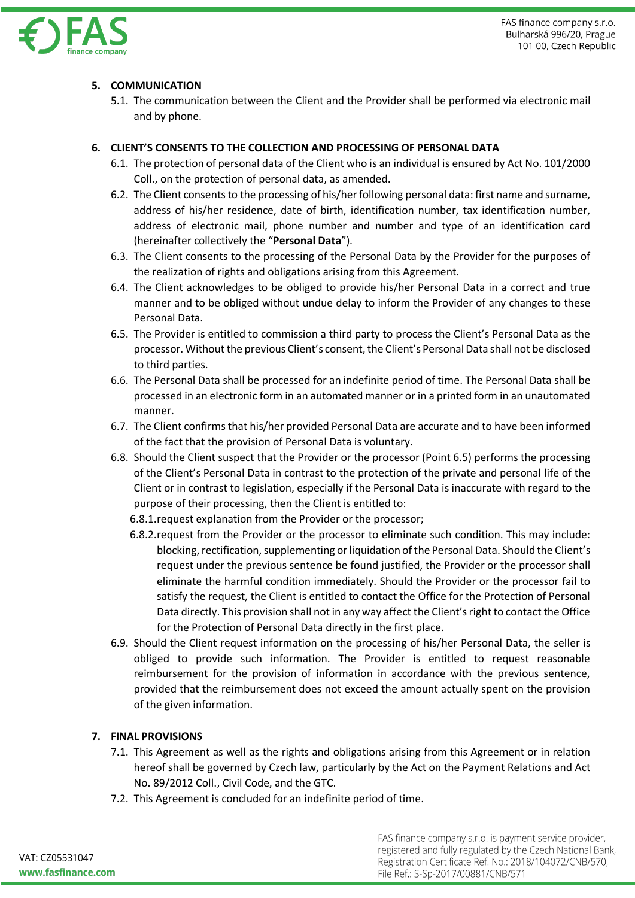## 5. COMMUNICATION

5.1. The communication between the Client and the Provider shall be performed via electronic mail and by phone.

## 6. CLIENT'S CONSENTS TO THE COLLECTION AND PROCESSING OF PERSONAL DATA

6.1. The protection of personal data of the Client who is an individual is ensured by Act No. 101/2000 Coll., on the protection of personal data, as amended.

6.2. The Client consents to the processing of his/her following personal data: first name and surname, address of his/her residence, date of birth, identification number, tax identification number, address of electronic mail, phone number and number and type of an identification card (hereinafter collectively the "**Personal Data**").

6.3. The Client consents to the processing of the Personal Data by the Provider for the purposes of the realization of rights and obligations arising from this Agreement.

6.4. The Client acknowledges to be obliged to provide his/her Personal Data in a correct and true manner and to be obliged without undue delay to inform the Provider of any changes to these Personal Data.

6.5. The Provider is entitled to commission a third party to process the Client's Personal Data as the processor. Without the previous Client's consent, the Client's Personal Data shall not be disclosed to third parties.

6.6. The Personal Data shall be processed for an indefinite period of time. The Personal Data shall be processed in an electronic form in an automated manner or in a printed form in an unautomated manner.

6.7. The Client confirms that his/her provided Personal Data are accurate and to have been informed of the fact that the provision of Personal Data is voluntary.

6.8. Should the Client suspect that the Provider or the processor (Point 6.5) performs the processing of the Client's Personal Data in contrast to the protection of the private and personal life of the Client or in contrast to legislation, especially if the Personal Data is inaccurate with regard to the purpose of their processing, then the Client is entitled to:

6.8.1. request explanation from the Provider or the processor;

6.8.2. request from the Provider or the processor to eliminate such condition. This may include: blocking, rectification, supplementing or liquidation of the Personal Data. Should the Client's request under the previous sentence be found justified, the Provider or the processor shall eliminate the harmful condition immediately. Should the Provider or the processor fail to satisfy the request, the Client is entitled to contact the Office for the Protection of Personal Data directly. This provision shall not in any way affect the Client's right to contact the Office for the Protection of Personal Data directly in the first place.

6.9. Should the Client request information on the processing of his/her Personal Data, the seller is obliged to provide such information. The Provider is entitled to request reasonable reimbursement for the provision of information in accordance with the previous sentence, provided that the reimbursement does not exceed the amount actually spent on the provision of the given information.

## 7. FINAL PROVISIONS

7.1. This Agreement as well as the rights and obligations arising from this Agreement or in relation hereof shall be governed by Czech law, particularly by the Act on the Payment Relations and Act No. 89/2012 Coll., Civil Code, and the GTC.

7.2. This Agreement is concluded for an indefinite period of time.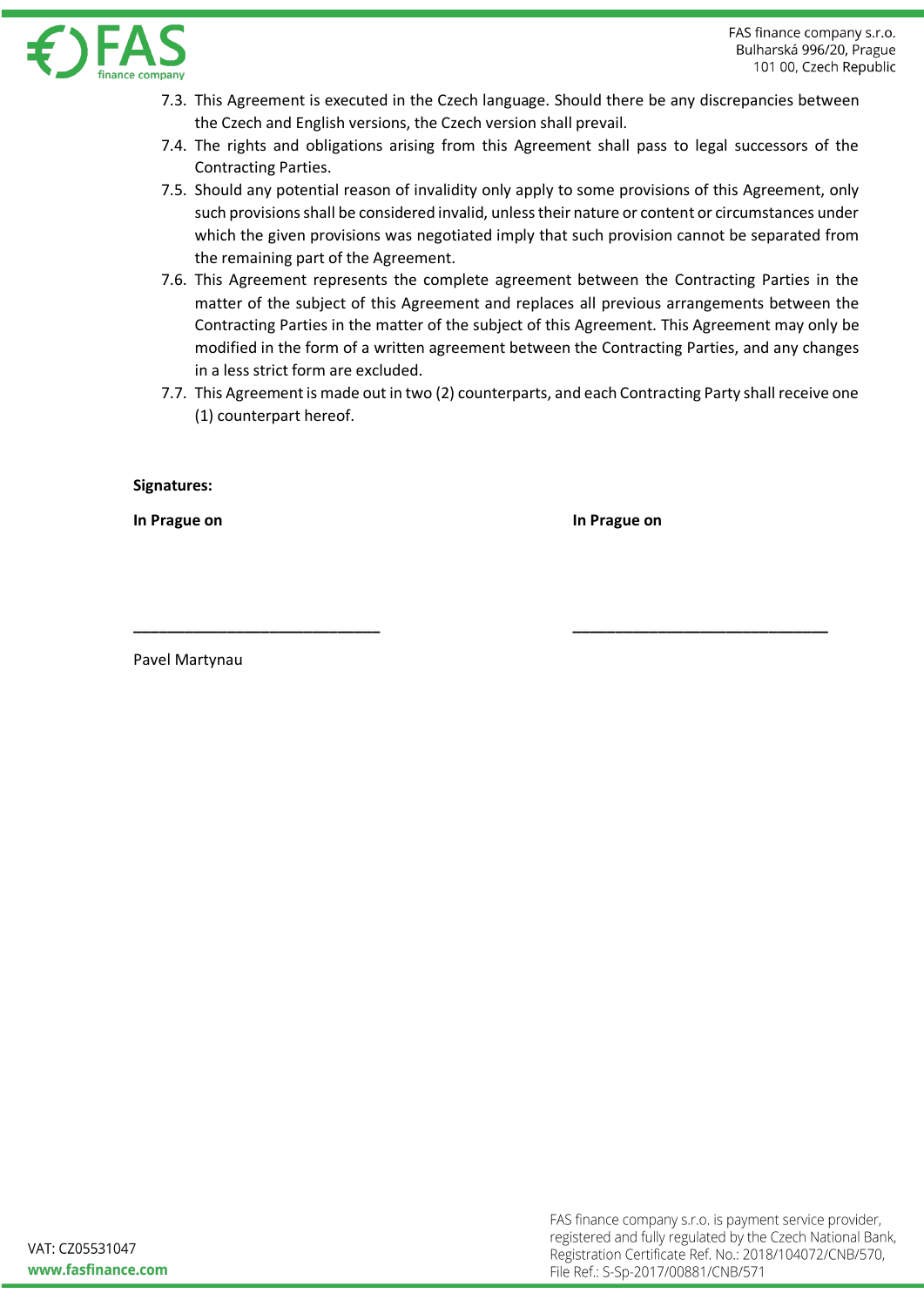7.3. This Agreement is executed in the Czech language. Should there be any discrepancies between the Czech and English versions, the Czech version shall prevail.

7.4. The rights and obligations arising from this Agreement shall pass to legal successors of the Contracting Parties.

7.5. Should any potential reason of invalidity only apply to some provisions of this Agreement, only such provisions shall be considered invalid, unless their nature or content or circumstances under which the given provisions was negotiated imply that such provision cannot be separated from the remaining part of the Agreement.

7.6. This Agreement represents the complete agreement between the Contracting Parties in the matter of the subject of this Agreement and replaces all previous arrangements between the Contracting Parties in the matter of the subject of this Agreement. This Agreement may only be modified in the form of a written agreement between the Contracting Parties, and any changes in a less strict form are excluded.

7.7. This Agreement is made out in two (2) counterparts, and each Contracting Party shall receive one (1) counterpart hereof.

**Signatures:**

| | |
|---|---|
| **In Prague on** | **In Prague on** |
| ______________________________ | ______________________________ |
| Pavel Martynau | |